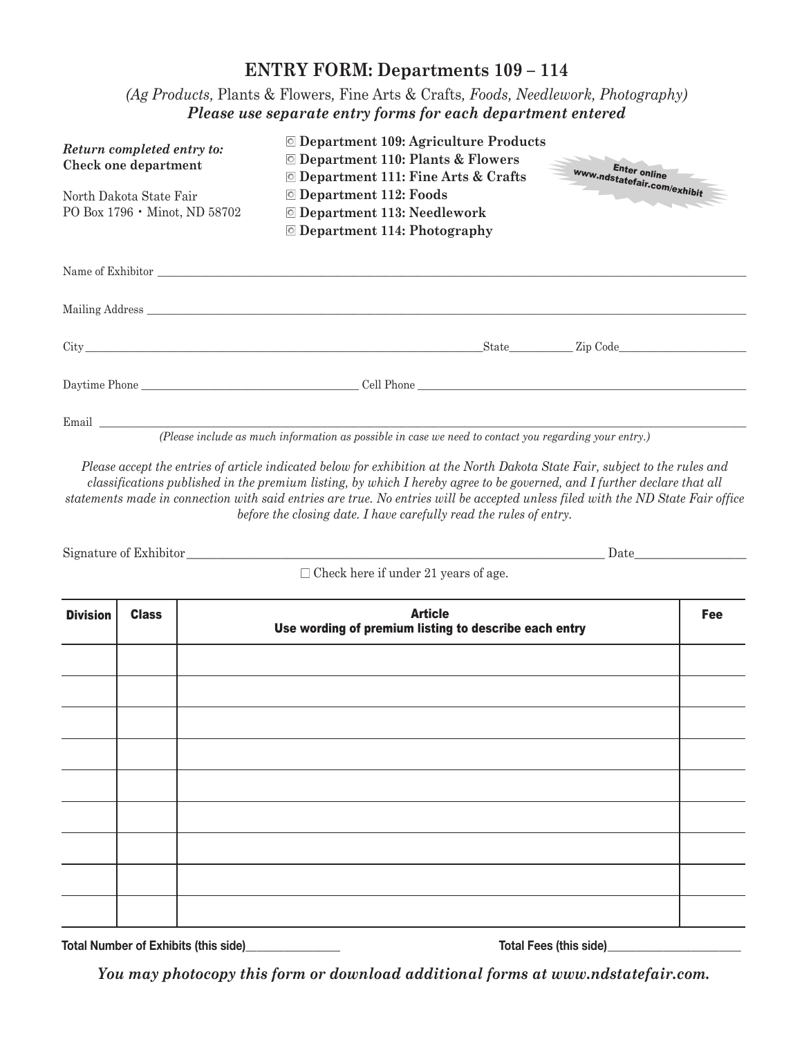# ENTRY FORM: Departments 109 – 114

*(Ag Products,* Plants & Flowers*,* Fine Arts & Crafts*, Foods, Needlework, Photography)*

***Please use separate entry forms for each department entered***

***Return completed entry to:***
**Check one department**

North Dakota State Fair
PO Box 1796 • Minot, ND 58702

- ☐ **Department 109: Agriculture Products**
- ☐ **Department 110: Plants & Flowers**
- ☐ **Department 111: Fine Arts & Crafts**
- ☐ **Department 112: Foods**
- ☐ **Department 113: Needlework**
- ☐ **Department 114: Photography**

**Enter online www.ndstatefair.com/exhibit**

Name of Exhibitor ______________________________________________

Mailing Address ______________________________________________

City ______________________________ State __________ Zip Code ______________

Daytime Phone ____________________ Cell Phone ____________________

Email ______________________________________________

*(Please include as much information as possible in case we need to contact you regarding your entry.)*

*Please accept the entries of article indicated below for exhibition at the North Dakota State Fair, subject to the rules and classifications published in the premium listing, by which I hereby agree to be governed, and I further declare that all statements made in connection with said entries are true. No entries will be accepted unless filed with the ND State Fair office before the closing date. I have carefully read the rules of entry.*

Signature of Exhibitor ______________________________ Date ______________

☐ Check here if under 21 years of age.

| Division | Class | Article<br>Use wording of premium listing to describe each entry | Fee |
|---|---|---|---|
| | | | |
| | | | |
| | | | |
| | | | |
| | | | |
| | | | |
| | | | |
| | | | |
| | | | |

**Total Number of Exhibits (this side)** ______________ **Total Fees (this side)** ______________

***You may photocopy this form or download additional forms at www.ndstatefair.com.***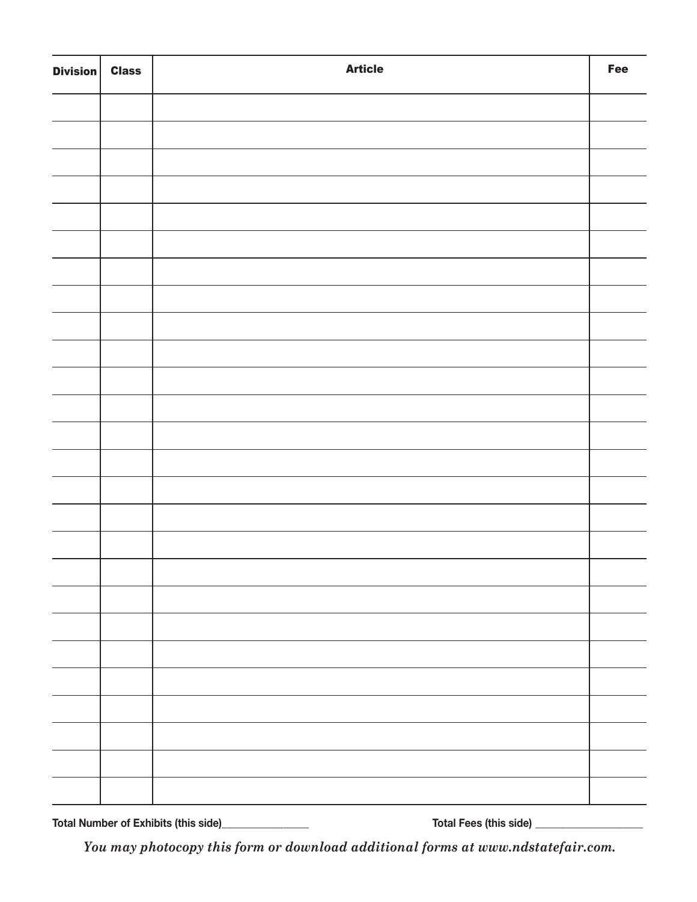| Division | Class | Article | Fee |
|---|---|---|---|
| | | | |
| | | | |
| | | | |
| | | | |
| | | | |
| | | | |
| | | | |
| | | | |
| | | | |
| | | | |
| | | | |
| | | | |
| | | | |
| | | | |
| | | | |
| | | | |
| | | | |
| | | | |
| | | | |
| | | | |
| | | | |
| | | | |
| | | | |
| | | | |
| | | | |
| | | | |
| | | | |

Total Number of Exhibits (this side)________________

Total Fees (this side) ____________________

*You may photocopy this form or download additional forms at www.ndstatefair.com.*